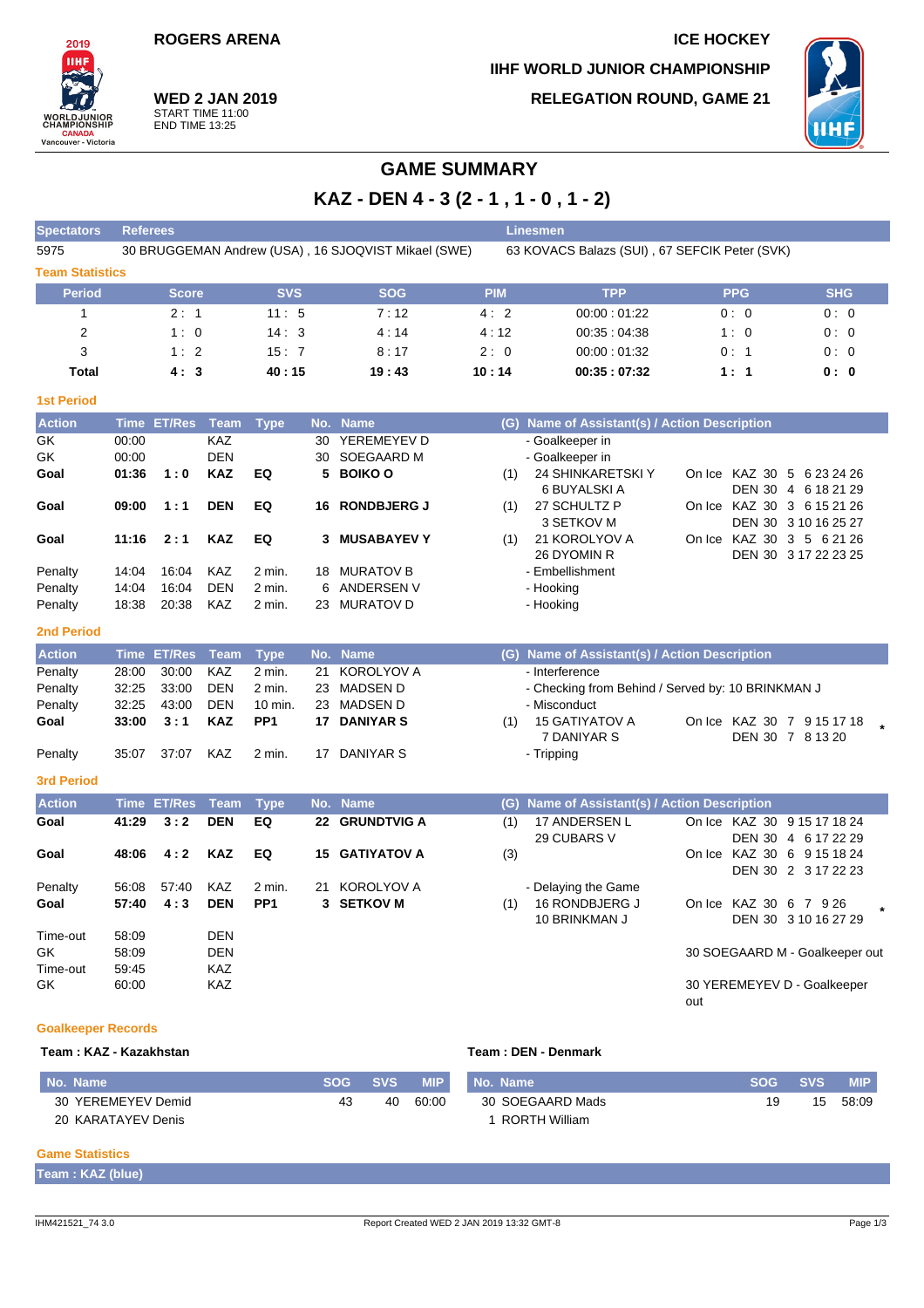ROGERS ARENA

ICE HOCKEY

IIHF WORLD JUNIOR CHAMPIONSHIP

RELEGATION ROUND, GAME 21

**WED 2 JAN 2019**
START TIME 11:00
END TIME 13:25

# GAME SUMMARY

## KAZ - DEN 4 - 3 (2 - 1 , 1 - 0 , 1 - 2)

| Spectators | Referees | Linesmen |
|---|---|---|
| 5975 | 30 BRUGGEMAN Andrew (USA) , 16 SJOQVIST Mikael (SWE) | 63 KOVACS Balazs (SUI) , 67 SEFCIK Peter (SVK) |

### Team Statistics

| Period | Score | SVS | SOG | PIM | TPP | PPG | SHG |
|---|---|---|---|---|---|---|---|
| 1 | 2 : 1 | 11 : 5 | 7 : 12 | 4 : 2 | 00:00 : 01:22 | 0 : 0 | 0 : 0 |
| 2 | 1 : 0 | 14 : 3 | 4 : 14 | 4 : 12 | 00:35 : 04:38 | 1 : 0 | 0 : 0 |
| 3 | 1 : 2 | 15 : 7 | 8 : 17 | 2 : 0 | 00:00 : 01:32 | 0 : 1 | 0 : 0 |
| **Total** | **4 : 3** | **40 : 15** | **19 : 43** | **10 : 14** | **00:35 : 07:32** | **1 : 1** | **0 : 0** |

### 1st Period

| Action | Time | ET/Res | Team | Type | No. | Name | (G) | Name of Assistant(s) / Action Description | On Ice |
|---|---|---|---|---|---|---|---|---|---|
| GK | 00:00 | | KAZ | | 30 | YEREMEYEV D | | - Goalkeeper in | |
| GK | 00:00 | | DEN | | 30 | SOEGAARD M | | - Goalkeeper in | |
| **Goal** | **01:36** | **1 : 0** | **KAZ** | **EQ** | **5** | **BOIKO O** | (1) | 24 SHINKARETSKI Y<br>6 BUYALSKI A | KAZ 30 5 6 23 24 26<br>DEN 30 4 6 18 21 29 |
| **Goal** | **09:00** | **1 : 1** | **DEN** | **EQ** | **16** | **RONDBJERG J** | (1) | 27 SCHULTZ P<br>3 SETKOV M | KAZ 30 3 6 15 21 26<br>DEN 30 3 10 16 25 27 |
| **Goal** | **11:16** | **2 : 1** | **KAZ** | **EQ** | **3** | **MUSABAYEV Y** | (1) | 21 KOROLYOV A<br>26 DYOMIN R | KAZ 30 3 5 6 21 26<br>DEN 30 3 17 22 23 25 |
| Penalty | 14:04 | 16:04 | KAZ | 2 min. | 18 | MURATOV B | | - Embellishment | |
| Penalty | 14:04 | 16:04 | DEN | 2 min. | 6 | ANDERSEN V | | - Hooking | |
| Penalty | 18:38 | 20:38 | KAZ | 2 min. | 23 | MURATOV D | | - Hooking | |

### 2nd Period

| Action | Time | ET/Res | Team | Type | No. | Name | (G) | Name of Assistant(s) / Action Description | On Ice |
|---|---|---|---|---|---|---|---|---|---|
| Penalty | 28:00 | 30:00 | KAZ | 2 min. | 21 | KOROLYOV A | | - Interference | |
| Penalty | 32:25 | 33:00 | DEN | 2 min. | 23 | MADSEN D | | - Checking from Behind / Served by: 10 BRINKMAN J | |
| Penalty | 32:25 | 43:00 | DEN | 10 min. | 23 | MADSEN D | | - Misconduct | |
| **Goal** | **33:00** | **3 : 1** | **KAZ** | **PP1** | **17** | **DANIYAR S** | (1) | 15 GATIYATOV A<br>7 DANIYAR S | KAZ 30 7 9 15 17 18 *<br>DEN 30 7 8 13 20 |
| Penalty | 35:07 | 37:07 | KAZ | 2 min. | 17 | DANIYAR S | | - Tripping | |

### 3rd Period

| Action | Time | ET/Res | Team | Type | No. | Name | (G) | Name of Assistant(s) / Action Description | On Ice |
|---|---|---|---|---|---|---|---|---|---|
| **Goal** | **41:29** | **3 : 2** | **DEN** | **EQ** | **22** | **GRUNDTVIG A** | (1) | 17 ANDERSEN L<br>29 CUBARS V | KAZ 30 9 15 17 18 24<br>DEN 30 4 6 17 22 29 |
| **Goal** | **48:06** | **4 : 2** | **KAZ** | **EQ** | **15** | **GATIYATOV A** | (3) | | KAZ 30 6 9 15 18 24<br>DEN 30 2 3 17 22 23 |
| Penalty | 56:08 | 57:40 | KAZ | 2 min. | 21 | KOROLYOV A | | - Delaying the Game | |
| **Goal** | **57:40** | **4 : 3** | **DEN** | **PP1** | **3** | **SETKOV M** | (1) | 16 RONDBJERG J<br>10 BRINKMAN J | KAZ 30 6 7 9 26 *<br>DEN 30 3 10 16 27 29 |
| Time-out | 58:09 | | DEN | | | | | | |
| GK | 58:09 | | DEN | | | | | | 30 SOEGAARD M - Goalkeeper out |
| Time-out | 59:45 | | KAZ | | | | | | |
| GK | 60:00 | | KAZ | | | | | | 30 YEREMEYEV D - Goalkeeper out |

### Goalkeeper Records

**Team : KAZ - Kazakhstan**

| No. Name | SOG | SVS | MIP |
|---|---|---|---|
| 30 YEREMEYEV Demid | 43 | 40 | 60:00 |
| 20 KARATAYEV Denis | | | |

**Team : DEN - Denmark**

| No. Name | SOG | SVS | MIP |
|---|---|---|---|
| 30 SOEGAARD Mads | 19 | 15 | 58:09 |
| 1 RORTH William | | | |

### Game Statistics

**Team : KAZ (blue)**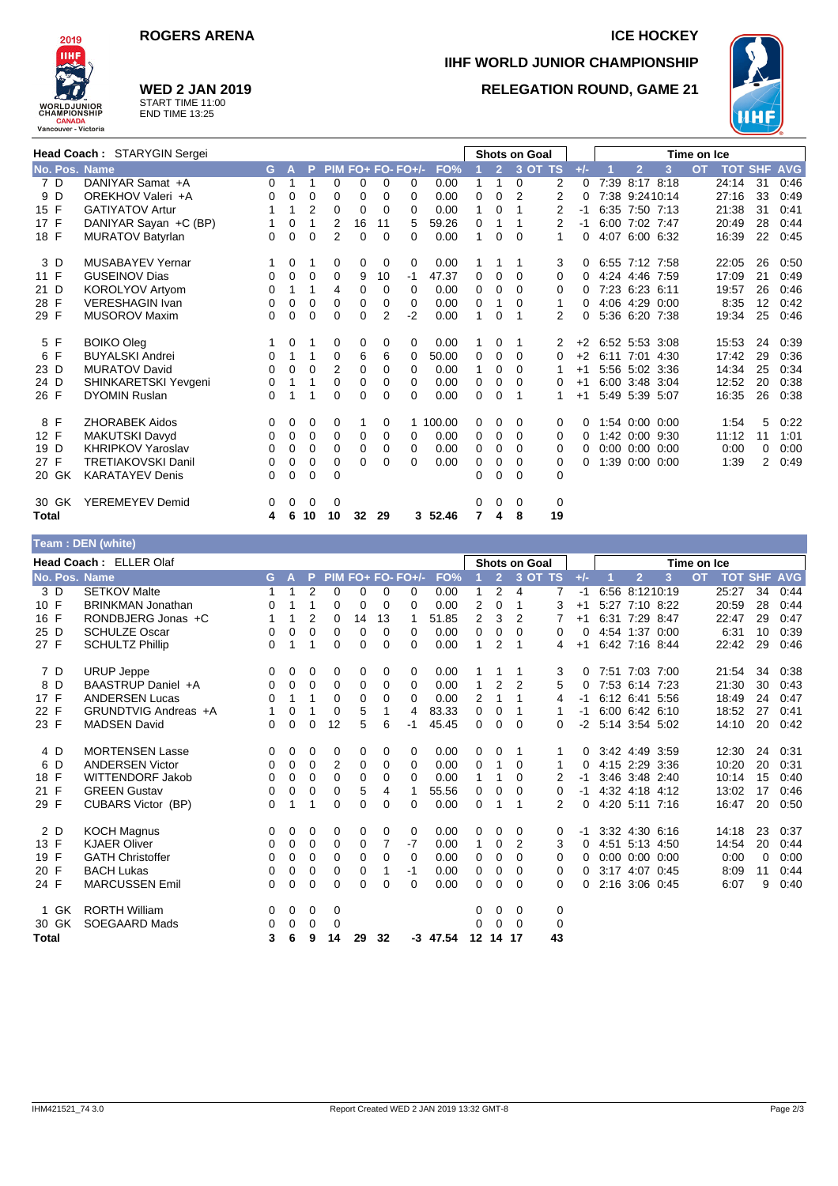ROGERS ARENA

ICE HOCKEY

**IIHF WORLD JUNIOR CHAMPIONSHIP**

**WED 2 JAN 2019**
START TIME 11:00
END TIME 13:25

**RELEGATION ROUND, GAME 21**

**Head Coach : STARYGIN Sergei**

| No. | Pos. | Name | G | A | P | PIM | FO+ | FO- | FO+/- | FO% | Shots 1 | Shots 2 | Shots 3 | Shots OT | Shots TS | +/- | TOI 1 | TOI 2 | TOI 3 | TOI OT | TOT | SHF | AVG |
|---|---|---|---|---|---|---|---|---|---|---|---|---|---|---|---|---|---|---|---|---|---|---|---|
| 7 | D | DANIYAR Samat +A | 0 | 1 | 1 | 0 | 0 | 0 | 0 | 0.00 | 1 | 1 | 0 | | 2 | 0 | 7:39 | 8:17 | 8:18 | | 24:14 | 31 | 0:46 |
| 9 | D | OREKHOV Valeri +A | 0 | 0 | 0 | 0 | 0 | 0 | 0 | 0.00 | 0 | 0 | 2 | | 2 | 0 | 7:38 | 9:24 | 10:14 | | 27:16 | 33 | 0:49 |
| 15 | F | GATIYATOV Artur | 1 | 1 | 2 | 0 | 0 | 0 | 0 | 0.00 | 1 | 0 | 1 | | 2 | -1 | 6:35 | 7:50 | 7:13 | | 21:38 | 31 | 0:41 |
| 17 | F | DANIYAR Sayan +C (BP) | 1 | 0 | 1 | 2 | 16 | 11 | 5 | 59.26 | 0 | 1 | 1 | | 2 | -1 | 6:00 | 7:02 | 7:47 | | 20:49 | 28 | 0:44 |
| 18 | F | MURATOV Batyrlan | 0 | 0 | 0 | 2 | 0 | 0 | 0 | 0.00 | 1 | 0 | 0 | | 1 | 0 | 4:07 | 6:00 | 6:32 | | 16:39 | 22 | 0:45 |
| 3 | D | MUSABAYEV Yernar | 1 | 0 | 1 | 0 | 0 | 0 | 0 | 0.00 | 1 | 1 | 1 | | 3 | 0 | 6:55 | 7:12 | 7:58 | | 22:05 | 26 | 0:50 |
| 11 | F | GUSEINOV Dias | 0 | 0 | 0 | 0 | 9 | 10 | -1 | 47.37 | 0 | 0 | 0 | | 0 | 0 | 4:24 | 4:46 | 7:59 | | 17:09 | 21 | 0:49 |
| 21 | D | KOROLYOV Artyom | 0 | 1 | 1 | 4 | 0 | 0 | 0 | 0.00 | 0 | 0 | 0 | | 0 | 0 | 7:23 | 6:23 | 6:11 | | 19:57 | 26 | 0:46 |
| 28 | F | VERESHAGIN Ivan | 0 | 0 | 0 | 0 | 0 | 0 | 0 | 0.00 | 0 | 1 | 0 | | 1 | 0 | 4:06 | 4:29 | 0:00 | | 8:35 | 12 | 0:42 |
| 29 | F | MUSOROV Maxim | 0 | 0 | 0 | 0 | 0 | 2 | -2 | 0.00 | 1 | 0 | 1 | | 2 | 0 | 5:36 | 6:20 | 7:38 | | 19:34 | 25 | 0:46 |
| 5 | F | BOIKO Oleg | 1 | 0 | 1 | 0 | 0 | 0 | 0 | 0.00 | 1 | 0 | 1 | | 2 | +2 | 6:52 | 5:53 | 3:08 | | 15:53 | 24 | 0:39 |
| 6 | F | BUYALSKI Andrei | 0 | 1 | 1 | 0 | 6 | 6 | 0 | 50.00 | 0 | 0 | 0 | | 0 | +2 | 6:11 | 7:01 | 4:30 | | 17:42 | 29 | 0:36 |
| 23 | D | MURATOV David | 0 | 0 | 0 | 2 | 0 | 0 | 0 | 0.00 | 1 | 0 | 0 | | 1 | +1 | 5:56 | 5:02 | 3:36 | | 14:34 | 25 | 0:34 |
| 24 | D | SHINKARETSKI Yevgeni | 0 | 1 | 1 | 0 | 0 | 0 | 0 | 0.00 | 0 | 0 | 0 | | 0 | +1 | 6:00 | 3:48 | 3:04 | | 12:52 | 20 | 0:38 |
| 26 | F | DYOMIN Ruslan | 0 | 1 | 1 | 0 | 0 | 0 | 0 | 0.00 | 0 | 0 | 1 | | 1 | +1 | 5:49 | 5:39 | 5:07 | | 16:35 | 26 | 0:38 |
| 8 | F | ZHORABEK Aidos | 0 | 0 | 0 | 0 | 1 | 0 | 1 | 100.00 | 0 | 0 | 0 | | 0 | 0 | 1:54 | 0:00 | 0:00 | | 1:54 | 5 | 0:22 |
| 12 | F | MAKUTSKI Davyd | 0 | 0 | 0 | 0 | 0 | 0 | 0 | 0.00 | 0 | 0 | 0 | | 0 | 0 | 1:42 | 0:00 | 9:30 | | 11:12 | 11 | 1:01 |
| 19 | D | KHRIPKOV Yaroslav | 0 | 0 | 0 | 0 | 0 | 0 | 0 | 0.00 | 0 | 0 | 0 | | 0 | 0 | 0:00 | 0:00 | 0:00 | | 0:00 | 0 | 0:00 |
| 27 | F | TRETIAKOVSKI Danil | 0 | 0 | 0 | 0 | 0 | 0 | 0 | 0.00 | 0 | 0 | 0 | | 0 | 0 | 1:39 | 0:00 | 0:00 | | 1:39 | 2 | 0:49 |
| 20 | GK | KARATAYEV Denis | 0 | 0 | 0 | 0 | | | | | 0 | 0 | 0 | | 0 | | | | | | | | |
| 30 | GK | YEREMEYEV Demid | 0 | 0 | 0 | 0 | | | | | 0 | 0 | 0 | | 0 | | | | | | | | |
| **Total** | | | **4** | **6** | **10** | **10** | **32** | **29** | **3** | **52.46** | **7** | **4** | **8** | | **19** | | | | | | | | |

**Team : DEN (white)**

**Head Coach : ELLER Olaf**

| No. | Pos. | Name | G | A | P | PIM | FO+ | FO- | FO+/- | FO% | Shots 1 | Shots 2 | Shots 3 | Shots OT | Shots TS | +/- | TOI 1 | TOI 2 | TOI 3 | TOI OT | TOT | SHF | AVG |
|---|---|---|---|---|---|---|---|---|---|---|---|---|---|---|---|---|---|---|---|---|---|---|---|
| 3 | D | SETKOV Malte | 1 | 1 | 2 | 0 | 0 | 0 | 0 | 0.00 | 1 | 2 | 4 | | 7 | -1 | 6:56 | 8:12 | 10:19 | | 25:27 | 34 | 0:44 |
| 10 | F | BRINKMAN Jonathan | 0 | 1 | 1 | 0 | 0 | 0 | 0 | 0.00 | 2 | 0 | 1 | | 3 | +1 | 5:27 | 7:10 | 8:22 | | 20:59 | 28 | 0:44 |
| 16 | F | RONDBJERG Jonas +C | 1 | 1 | 2 | 0 | 14 | 13 | 1 | 51.85 | 2 | 3 | 2 | | 7 | +1 | 6:31 | 7:29 | 8:47 | | 22:47 | 29 | 0:47 |
| 25 | D | SCHULZE Oscar | 0 | 0 | 0 | 0 | 0 | 0 | 0 | 0.00 | 0 | 0 | 0 | | 0 | 0 | 4:54 | 1:37 | 0:00 | | 6:31 | 10 | 0:39 |
| 27 | F | SCHULTZ Phillip | 0 | 1 | 1 | 0 | 0 | 0 | 0 | 0.00 | 1 | 2 | 1 | | 4 | +1 | 6:42 | 7:16 | 8:44 | | 22:42 | 29 | 0:46 |
| 7 | D | URUP Jeppe | 0 | 0 | 0 | 0 | 0 | 0 | 0 | 0.00 | 1 | 1 | 1 | | 3 | 0 | 7:51 | 7:03 | 7:00 | | 21:54 | 34 | 0:38 |
| 8 | D | BAASTRUP Daniel +A | 0 | 0 | 0 | 0 | 0 | 0 | 0 | 0.00 | 1 | 2 | 2 | | 5 | 0 | 7:53 | 6:14 | 7:23 | | 21:30 | 30 | 0:43 |
| 17 | F | ANDERSEN Lucas | 0 | 1 | 1 | 0 | 0 | 0 | 0 | 0.00 | 2 | 1 | 1 | | 4 | -1 | 6:12 | 6:41 | 5:56 | | 18:49 | 24 | 0:47 |
| 22 | F | GRUNDTVIG Andreas +A | 1 | 0 | 1 | 0 | 5 | 1 | 4 | 83.33 | 0 | 0 | 1 | | 1 | -1 | 6:00 | 6:42 | 6:10 | | 18:52 | 27 | 0:41 |
| 23 | F | MADSEN David | 0 | 0 | 0 | 12 | 5 | 6 | -1 | 45.45 | 0 | 0 | 0 | | 0 | -2 | 5:14 | 3:54 | 5:02 | | 14:10 | 20 | 0:42 |
| 4 | D | MORTENSEN Lasse | 0 | 0 | 0 | 0 | 0 | 0 | 0 | 0.00 | 0 | 0 | 1 | | 1 | 0 | 3:42 | 4:49 | 3:59 | | 12:30 | 24 | 0:31 |
| 6 | D | ANDERSEN Victor | 0 | 0 | 0 | 2 | 0 | 0 | 0 | 0.00 | 0 | 1 | 0 | | 1 | 0 | 4:15 | 2:29 | 3:36 | | 10:20 | 20 | 0:31 |
| 18 | F | WITTENDORF Jakob | 0 | 0 | 0 | 0 | 0 | 0 | 0 | 0.00 | 1 | 1 | 0 | | 2 | -1 | 3:46 | 3:48 | 2:40 | | 10:14 | 15 | 0:40 |
| 21 | F | GREEN Gustav | 0 | 0 | 0 | 0 | 5 | 4 | 1 | 55.56 | 0 | 0 | 0 | | 0 | -1 | 4:32 | 4:18 | 4:12 | | 13:02 | 17 | 0:46 |
| 29 | F | CUBARS Victor (BP) | 0 | 1 | 1 | 0 | 0 | 0 | 0 | 0.00 | 0 | 1 | 1 | | 2 | 0 | 4:20 | 5:11 | 7:16 | | 16:47 | 20 | 0:50 |
| 2 | D | KOCH Magnus | 0 | 0 | 0 | 0 | 0 | 0 | 0 | 0.00 | 0 | 0 | 0 | | 0 | -1 | 3:32 | 4:30 | 6:16 | | 14:18 | 23 | 0:37 |
| 13 | F | KJAER Oliver | 0 | 0 | 0 | 0 | 0 | 7 | -7 | 0.00 | 1 | 0 | 2 | | 3 | 0 | 4:51 | 5:13 | 4:50 | | 14:54 | 20 | 0:44 |
| 19 | F | GATH Christoffer | 0 | 0 | 0 | 0 | 0 | 0 | 0 | 0.00 | 0 | 0 | 0 | | 0 | 0 | 0:00 | 0:00 | 0:00 | | 0:00 | 0 | 0:00 |
| 20 | F | BACH Lukas | 0 | 0 | 0 | 0 | 0 | 1 | -1 | 0.00 | 0 | 0 | 0 | | 0 | 0 | 3:17 | 4:07 | 0:45 | | 8:09 | 11 | 0:44 |
| 24 | F | MARCUSSEN Emil | 0 | 0 | 0 | 0 | 0 | 0 | 0 | 0.00 | 0 | 0 | 0 | | 0 | 0 | 2:16 | 3:06 | 0:45 | | 6:07 | 9 | 0:40 |
| 1 | GK | RORTH William | 0 | 0 | 0 | 0 | | | | | 0 | 0 | 0 | | 0 | | | | | | | | |
| 30 | GK | SOEGAARD Mads | 0 | 0 | 0 | 0 | | | | | 0 | 0 | 0 | | 0 | | | | | | | | |
| **Total** | | | **3** | **6** | **9** | **14** | **29** | **32** | **-3** | **47.54** | **12** | **14** | **17** | | **43** | | | | | | | | |

IHM421521_74 3.0 Report Created WED 2 JAN 2019 13:32 GMT-8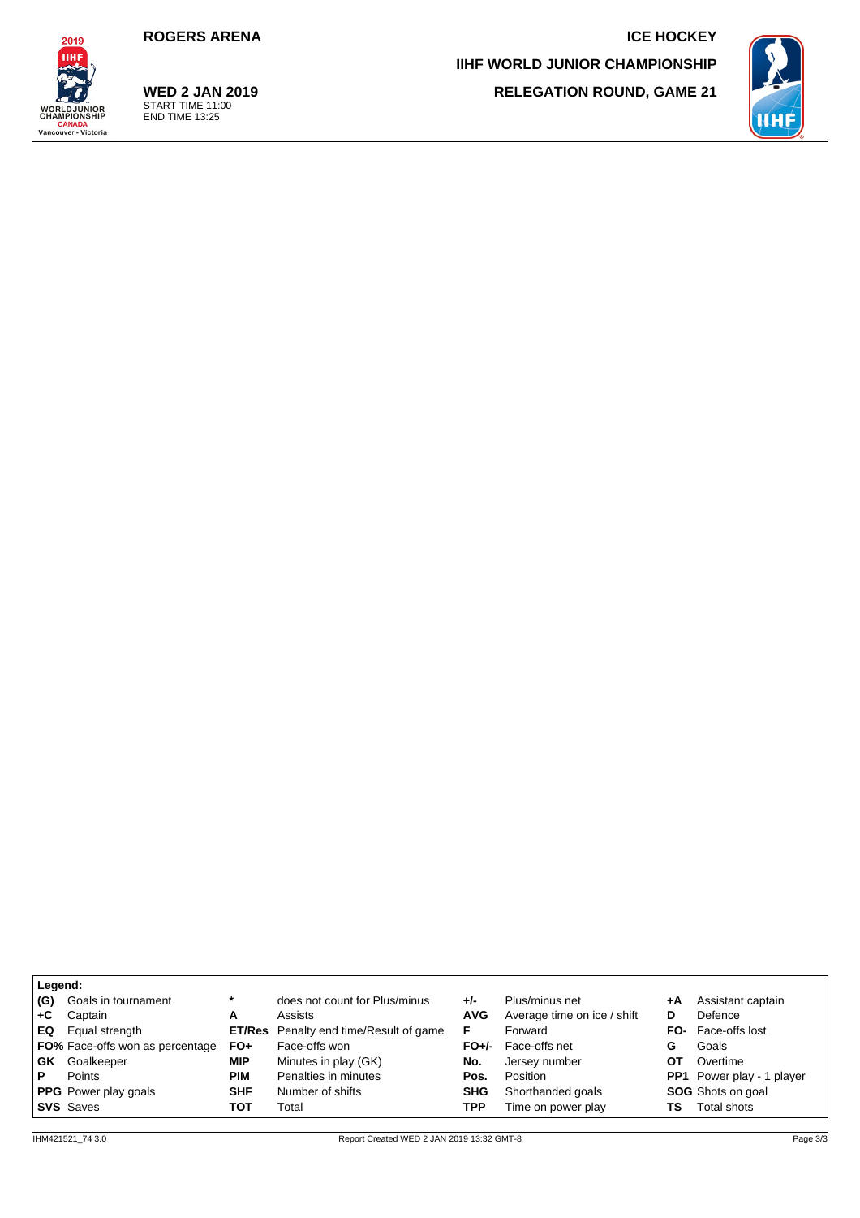**ROGERS ARENA**

**ICE HOCKEY**

**IIHF WORLD JUNIOR CHAMPIONSHIP**

**RELEGATION ROUND, GAME 21**

**WED 2 JAN 2019**
START TIME 11:00
END TIME 13:25

**Legend:**

| | | | | | | | |
|---|---|---|---|---|---|---|---|
| **(G)** | Goals in tournament | ***** | does not count for Plus/minus | **+/-** | Plus/minus net | **+A** | Assistant captain |
| **+C** | Captain | **A** | Assists | **AVG** | Average time on ice / shift | **D** | Defence |
| **EQ** | Equal strength | **ET/Res** | Penalty end time/Result of game | **F** | Forward | **FO-** | Face-offs lost |
| **FO%** | Face-offs won as percentage | **FO+** | Face-offs won | **FO+/-** | Face-offs net | **G** | Goals |
| **GK** | Goalkeeper | **MIP** | Minutes in play (GK) | **No.** | Jersey number | **OT** | Overtime |
| **P** | Points | **PIM** | Penalties in minutes | **Pos.** | Position | **PP1** | Power play - 1 player |
| **PPG** | Power play goals | **SHF** | Number of shifts | **SHG** | Shorthanded goals | **SOG** | Shots on goal |
| **SVS** | Saves | **TOT** | Total | **TPP** | Time on power play | **TS** | Total shots |

IHM421521_74 3.0 Report Created WED 2 JAN 2019 13:32 GMT-8